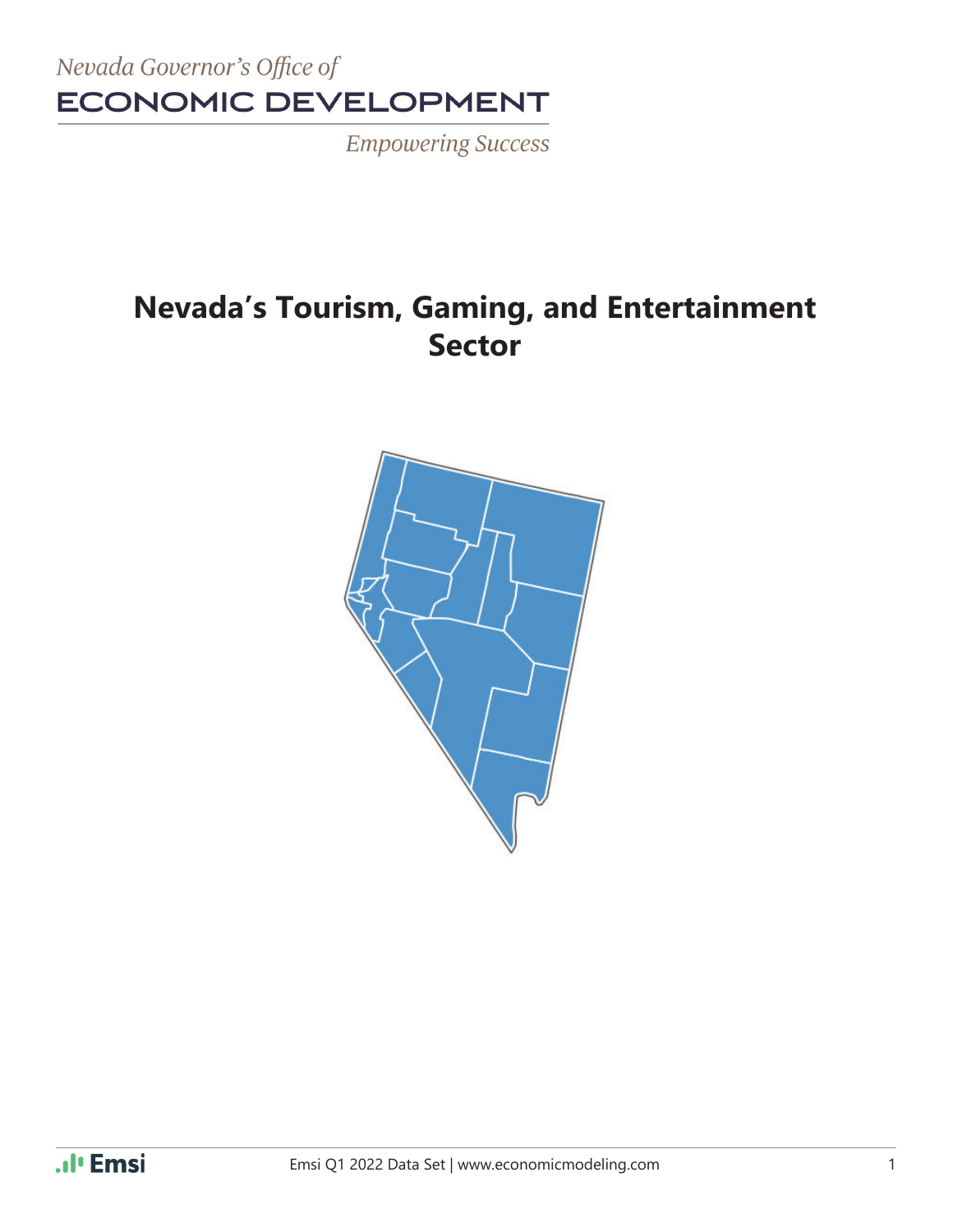*Nevada Governor's Office of*

**ECONOMIC DEVELOPMENT**

*Empowering Success*

# Nevada's Tourism, Gaming, and Entertainment Sector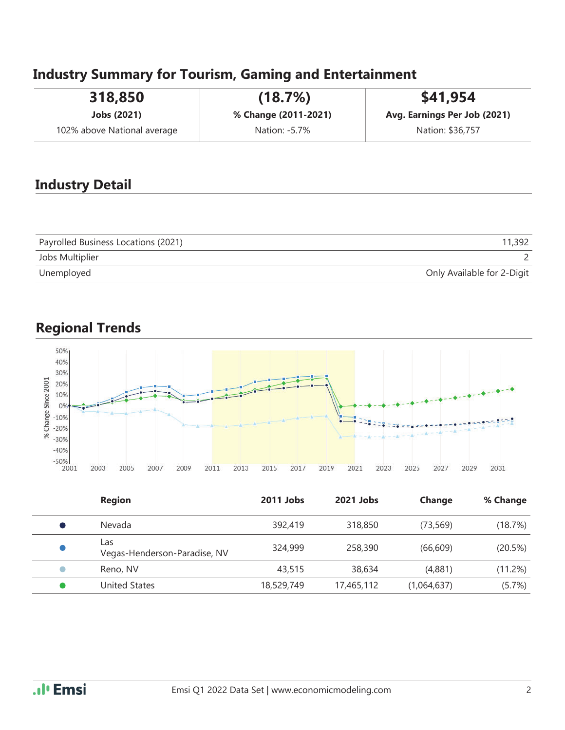## Industry Summary for Tourism, Gaming and Entertainment

| 318,850 | (18.7%) | $41,954 |
|---|---|---|
| **Jobs (2021)** | **% Change (2011-2021)** | **Avg. Earnings Per Job (2021)** |
| 102% above National average | Nation: -5.7% | Nation: $36,757 |

## Industry Detail

| | |
|---|---|
| Payrolled Business Locations (2021) | 11,392 |
| Jobs Multiplier | 2 |
| Unemployed | Only Available for 2-Digit |

## Regional Trends

| Region | 2011 Jobs | 2021 Jobs | Change | % Change |
|---|---|---|---|---|
| Nevada | 392,419 | 318,850 | (73,569) | (18.7%) |
| Las Vegas-Henderson-Paradise, NV | 324,999 | 258,390 | (66,609) | (20.5%) |
| Reno, NV | 43,515 | 38,634 | (4,881) | (11.2%) |
| United States | 18,529,749 | 17,465,112 | (1,064,637) | (5.7%) |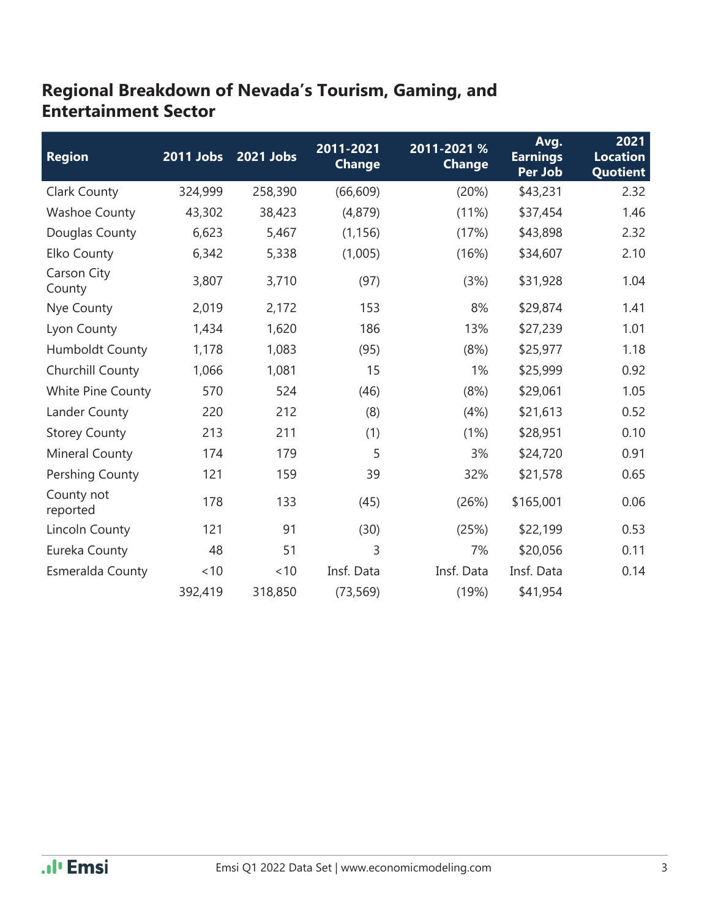## Regional Breakdown of Nevada's Tourism, Gaming, and Entertainment Sector

| Region | 2011 Jobs | 2021 Jobs | 2011-2021 Change | 2011-2021 % Change | Avg. Earnings Per Job | 2021 Location Quotient |
|---|---|---|---|---|---|---|
| Clark County | 324,999 | 258,390 | (66,609) | (20%) | $43,231 | 2.32 |
| Washoe County | 43,302 | 38,423 | (4,879) | (11%) | $37,454 | 1.46 |
| Douglas County | 6,623 | 5,467 | (1,156) | (17%) | $43,898 | 2.32 |
| Elko County | 6,342 | 5,338 | (1,005) | (16%) | $34,607 | 2.10 |
| Carson City County | 3,807 | 3,710 | (97) | (3%) | $31,928 | 1.04 |
| Nye County | 2,019 | 2,172 | 153 | 8% | $29,874 | 1.41 |
| Lyon County | 1,434 | 1,620 | 186 | 13% | $27,239 | 1.01 |
| Humboldt County | 1,178 | 1,083 | (95) | (8%) | $25,977 | 1.18 |
| Churchill County | 1,066 | 1,081 | 15 | 1% | $25,999 | 0.92 |
| White Pine County | 570 | 524 | (46) | (8%) | $29,061 | 1.05 |
| Lander County | 220 | 212 | (8) | (4%) | $21,613 | 0.52 |
| Storey County | 213 | 211 | (1) | (1%) | $28,951 | 0.10 |
| Mineral County | 174 | 179 | 5 | 3% | $24,720 | 0.91 |
| Pershing County | 121 | 159 | 39 | 32% | $21,578 | 0.65 |
| County not reported | 178 | 133 | (45) | (26%) | $165,001 | 0.06 |
| Lincoln County | 121 | 91 | (30) | (25%) | $22,199 | 0.53 |
| Eureka County | 48 | 51 | 3 | 7% | $20,056 | 0.11 |
| Esmeralda County | <10 | <10 | Insf. Data | Insf. Data | Insf. Data | 0.14 |
| | 392,419 | 318,850 | (73,569) | (19%) | $41,954 | |

Emsi Q1 2022 Data Set | www.economicmodeling.com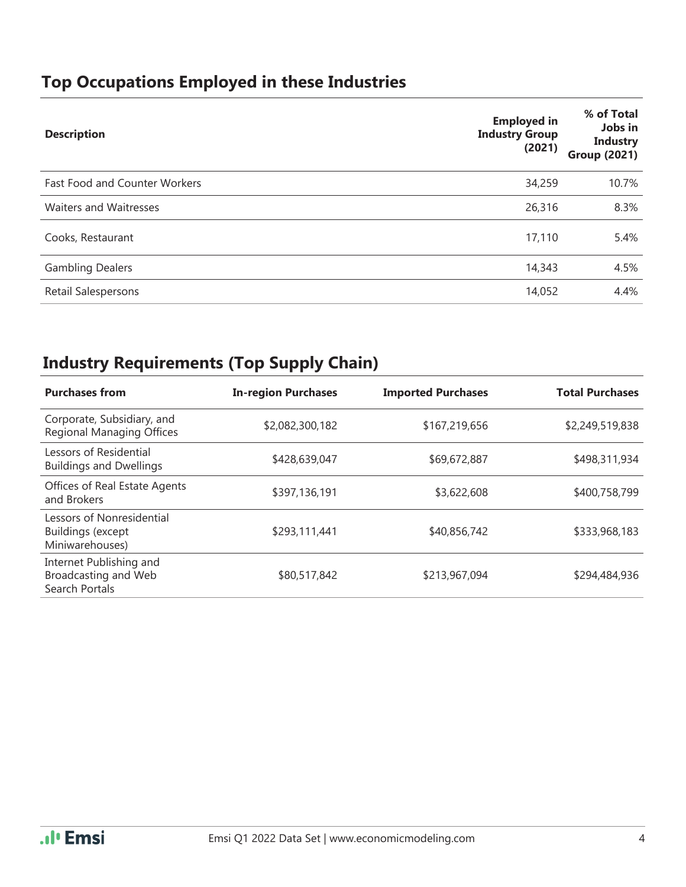## Top Occupations Employed in these Industries

| Description | Employed in Industry Group (2021) | % of Total Jobs in Industry Group (2021) |
|---|---|---|
| Fast Food and Counter Workers | 34,259 | 10.7% |
| Waiters and Waitresses | 26,316 | 8.3% |
| Cooks, Restaurant | 17,110 | 5.4% |
| Gambling Dealers | 14,343 | 4.5% |
| Retail Salespersons | 14,052 | 4.4% |

## Industry Requirements (Top Supply Chain)

| Purchases from | In-region Purchases | Imported Purchases | Total Purchases |
|---|---|---|---|
| Corporate, Subsidiary, and Regional Managing Offices | $2,082,300,182 | $167,219,656 | $2,249,519,838 |
| Lessors of Residential Buildings and Dwellings | $428,639,047 | $69,672,887 | $498,311,934 |
| Offices of Real Estate Agents and Brokers | $397,136,191 | $3,622,608 | $400,758,799 |
| Lessors of Nonresidential Buildings (except Miniwarehouses) | $293,111,441 | $40,856,742 | $333,968,183 |
| Internet Publishing and Broadcasting and Web Search Portals | $80,517,842 | $213,967,094 | $294,484,936 |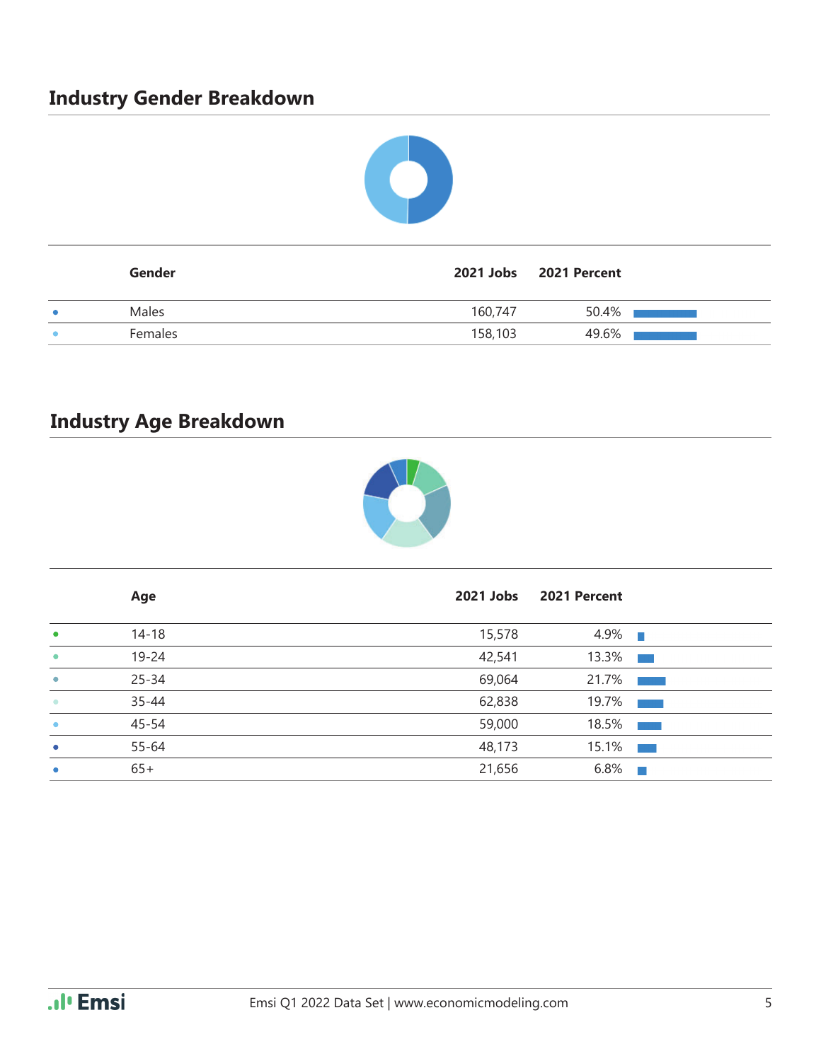## Industry Gender Breakdown

| Gender | 2021 Jobs | 2021 Percent |
|---|---|---|
| Males | 160,747 | 50.4% |
| Females | 158,103 | 49.6% |

## Industry Age Breakdown

| Age | 2021 Jobs | 2021 Percent |
|---|---|---|
| 14-18 | 15,578 | 4.9% |
| 19-24 | 42,541 | 13.3% |
| 25-34 | 69,064 | 21.7% |
| 35-44 | 62,838 | 19.7% |
| 45-54 | 59,000 | 18.5% |
| 55-64 | 48,173 | 15.1% |
| 65+ | 21,656 | 6.8% |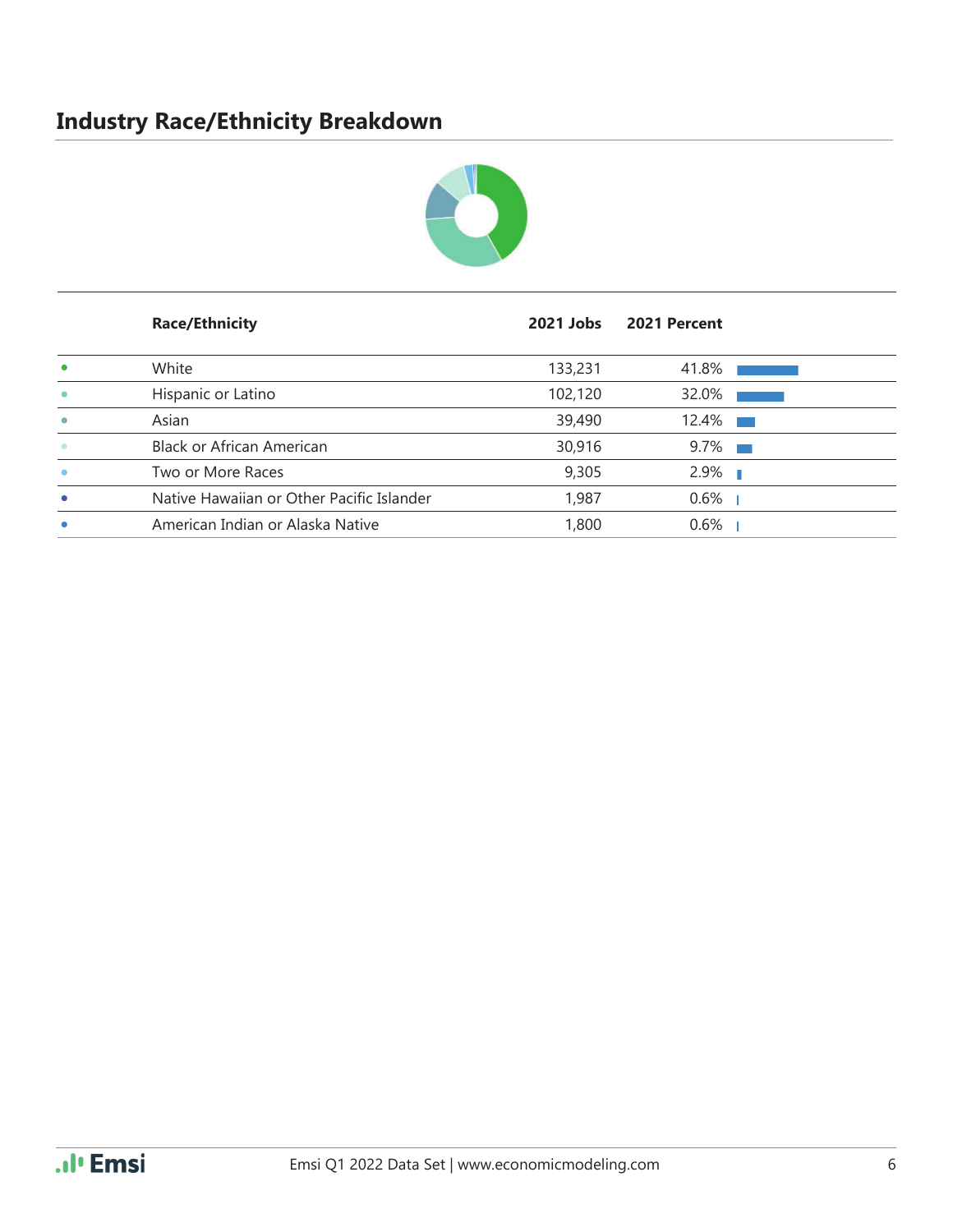## Industry Race/Ethnicity Breakdown

| Race/Ethnicity | 2021 Jobs | 2021 Percent |
|---|---|---|
| White | 133,231 | 41.8% |
| Hispanic or Latino | 102,120 | 32.0% |
| Asian | 39,490 | 12.4% |
| Black or African American | 30,916 | 9.7% |
| Two or More Races | 9,305 | 2.9% |
| Native Hawaiian or Other Pacific Islander | 1,987 | 0.6% |
| American Indian or Alaska Native | 1,800 | 0.6% |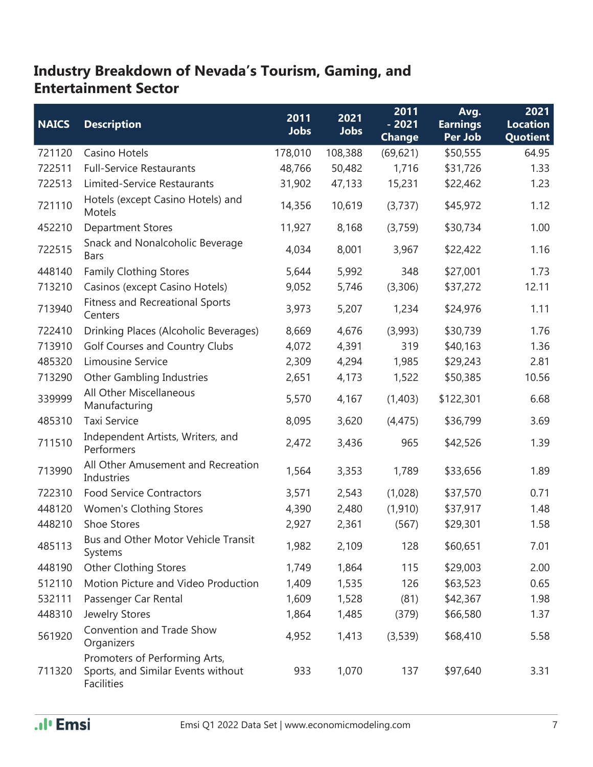## Industry Breakdown of Nevada's Tourism, Gaming, and Entertainment Sector

| NAICS | Description | 2011 Jobs | 2021 Jobs | 2011 - 2021 Change | Avg. Earnings Per Job | 2021 Location Quotient |
|---|---|---|---|---|---|---|
| 721120 | Casino Hotels | 178,010 | 108,388 | (69,621) | $50,555 | 64.95 |
| 722511 | Full-Service Restaurants | 48,766 | 50,482 | 1,716 | $31,726 | 1.33 |
| 722513 | Limited-Service Restaurants | 31,902 | 47,133 | 15,231 | $22,462 | 1.23 |
| 721110 | Hotels (except Casino Hotels) and Motels | 14,356 | 10,619 | (3,737) | $45,972 | 1.12 |
| 452210 | Department Stores | 11,927 | 8,168 | (3,759) | $30,734 | 1.00 |
| 722515 | Snack and Nonalcoholic Beverage Bars | 4,034 | 8,001 | 3,967 | $22,422 | 1.16 |
| 448140 | Family Clothing Stores | 5,644 | 5,992 | 348 | $27,001 | 1.73 |
| 713210 | Casinos (except Casino Hotels) | 9,052 | 5,746 | (3,306) | $37,272 | 12.11 |
| 713940 | Fitness and Recreational Sports Centers | 3,973 | 5,207 | 1,234 | $24,976 | 1.11 |
| 722410 | Drinking Places (Alcoholic Beverages) | 8,669 | 4,676 | (3,993) | $30,739 | 1.76 |
| 713910 | Golf Courses and Country Clubs | 4,072 | 4,391 | 319 | $40,163 | 1.36 |
| 485320 | Limousine Service | 2,309 | 4,294 | 1,985 | $29,243 | 2.81 |
| 713290 | Other Gambling Industries | 2,651 | 4,173 | 1,522 | $50,385 | 10.56 |
| 339999 | All Other Miscellaneous Manufacturing | 5,570 | 4,167 | (1,403) | $122,301 | 6.68 |
| 485310 | Taxi Service | 8,095 | 3,620 | (4,475) | $36,799 | 3.69 |
| 711510 | Independent Artists, Writers, and Performers | 2,472 | 3,436 | 965 | $42,526 | 1.39 |
| 713990 | All Other Amusement and Recreation Industries | 1,564 | 3,353 | 1,789 | $33,656 | 1.89 |
| 722310 | Food Service Contractors | 3,571 | 2,543 | (1,028) | $37,570 | 0.71 |
| 448120 | Women's Clothing Stores | 4,390 | 2,480 | (1,910) | $37,917 | 1.48 |
| 448210 | Shoe Stores | 2,927 | 2,361 | (567) | $29,301 | 1.58 |
| 485113 | Bus and Other Motor Vehicle Transit Systems | 1,982 | 2,109 | 128 | $60,651 | 7.01 |
| 448190 | Other Clothing Stores | 1,749 | 1,864 | 115 | $29,003 | 2.00 |
| 512110 | Motion Picture and Video Production | 1,409 | 1,535 | 126 | $63,523 | 0.65 |
| 532111 | Passenger Car Rental | 1,609 | 1,528 | (81) | $42,367 | 1.98 |
| 448310 | Jewelry Stores | 1,864 | 1,485 | (379) | $66,580 | 1.37 |
| 561920 | Convention and Trade Show Organizers | 4,952 | 1,413 | (3,539) | $68,410 | 5.58 |
| 711320 | Promoters of Performing Arts, Sports, and Similar Events without Facilities | 933 | 1,070 | 137 | $97,640 | 3.31 |

Emsi Q1 2022 Data Set | www.economicmodeling.com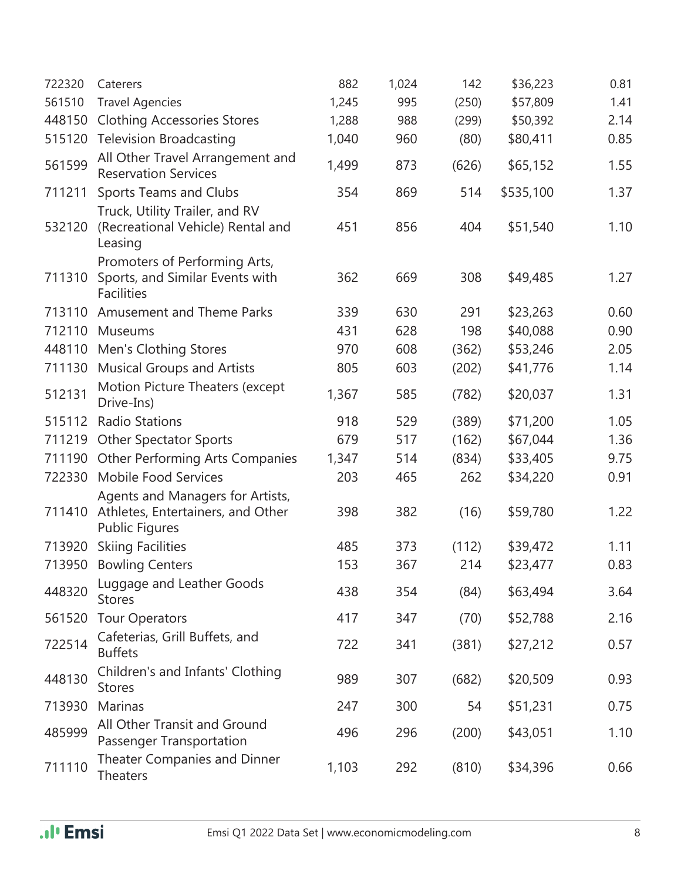| | | | | | | |
|---|---|---|---|---|---|---|
| 722320 | Caterers | 882 | 1,024 | 142 | $36,223 | 0.81 |
| 561510 | Travel Agencies | 1,245 | 995 | (250) | $57,809 | 1.41 |
| 448150 | Clothing Accessories Stores | 1,288 | 988 | (299) | $50,392 | 2.14 |
| 515120 | Television Broadcasting | 1,040 | 960 | (80) | $80,411 | 0.85 |
| 561599 | All Other Travel Arrangement and Reservation Services | 1,499 | 873 | (626) | $65,152 | 1.55 |
| 711211 | Sports Teams and Clubs | 354 | 869 | 514 | $535,100 | 1.37 |
| 532120 | Truck, Utility Trailer, and RV (Recreational Vehicle) Rental and Leasing | 451 | 856 | 404 | $51,540 | 1.10 |
| 711310 | Promoters of Performing Arts, Sports, and Similar Events with Facilities | 362 | 669 | 308 | $49,485 | 1.27 |
| 713110 | Amusement and Theme Parks | 339 | 630 | 291 | $23,263 | 0.60 |
| 712110 | Museums | 431 | 628 | 198 | $40,088 | 0.90 |
| 448110 | Men's Clothing Stores | 970 | 608 | (362) | $53,246 | 2.05 |
| 711130 | Musical Groups and Artists | 805 | 603 | (202) | $41,776 | 1.14 |
| 512131 | Motion Picture Theaters (except Drive-Ins) | 1,367 | 585 | (782) | $20,037 | 1.31 |
| 515112 | Radio Stations | 918 | 529 | (389) | $71,200 | 1.05 |
| 711219 | Other Spectator Sports | 679 | 517 | (162) | $67,044 | 1.36 |
| 711190 | Other Performing Arts Companies | 1,347 | 514 | (834) | $33,405 | 9.75 |
| 722330 | Mobile Food Services | 203 | 465 | 262 | $34,220 | 0.91 |
| 711410 | Agents and Managers for Artists, Athletes, Entertainers, and Other Public Figures | 398 | 382 | (16) | $59,780 | 1.22 |
| 713920 | Skiing Facilities | 485 | 373 | (112) | $39,472 | 1.11 |
| 713950 | Bowling Centers | 153 | 367 | 214 | $23,477 | 0.83 |
| 448320 | Luggage and Leather Goods Stores | 438 | 354 | (84) | $63,494 | 3.64 |
| 561520 | Tour Operators | 417 | 347 | (70) | $52,788 | 2.16 |
| 722514 | Cafeterias, Grill Buffets, and Buffets | 722 | 341 | (381) | $27,212 | 0.57 |
| 448130 | Children's and Infants' Clothing Stores | 989 | 307 | (682) | $20,509 | 0.93 |
| 713930 | Marinas | 247 | 300 | 54 | $51,231 | 0.75 |
| 485999 | All Other Transit and Ground Passenger Transportation | 496 | 296 | (200) | $43,051 | 1.10 |
| 711110 | Theater Companies and Dinner Theaters | 1,103 | 292 | (810) | $34,396 | 0.66 |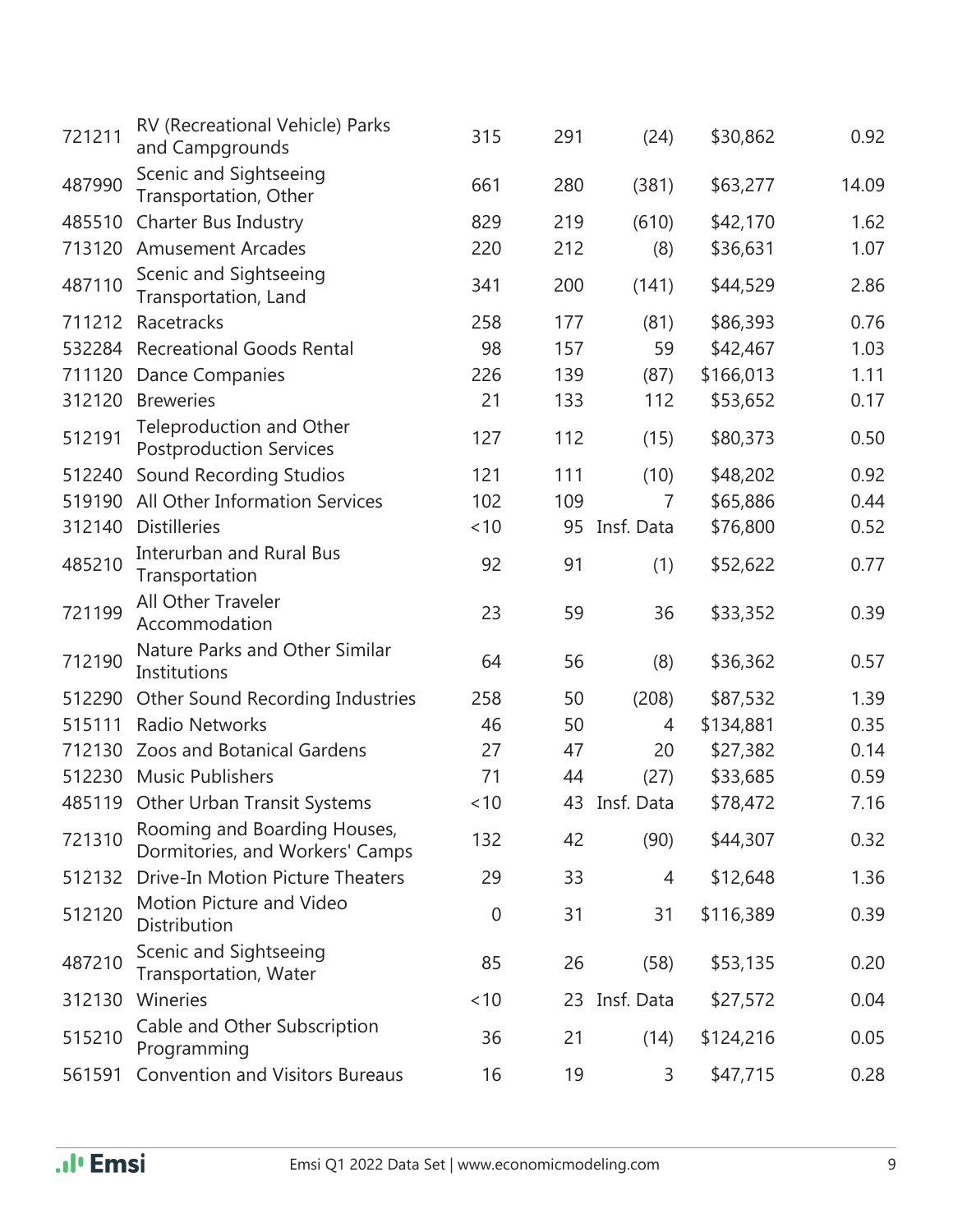| | | | | | | |
|---|---|---|---|---|---|---|
| 721211 | RV (Recreational Vehicle) Parks and Campgrounds | 315 | 291 | (24) | $30,862 | 0.92 |
| 487990 | Scenic and Sightseeing Transportation, Other | 661 | 280 | (381) | $63,277 | 14.09 |
| 485510 | Charter Bus Industry | 829 | 219 | (610) | $42,170 | 1.62 |
| 713120 | Amusement Arcades | 220 | 212 | (8) | $36,631 | 1.07 |
| 487110 | Scenic and Sightseeing Transportation, Land | 341 | 200 | (141) | $44,529 | 2.86 |
| 711212 | Racetracks | 258 | 177 | (81) | $86,393 | 0.76 |
| 532284 | Recreational Goods Rental | 98 | 157 | 59 | $42,467 | 1.03 |
| 711120 | Dance Companies | 226 | 139 | (87) | $166,013 | 1.11 |
| 312120 | Breweries | 21 | 133 | 112 | $53,652 | 0.17 |
| 512191 | Teleproduction and Other Postproduction Services | 127 | 112 | (15) | $80,373 | 0.50 |
| 512240 | Sound Recording Studios | 121 | 111 | (10) | $48,202 | 0.92 |
| 519190 | All Other Information Services | 102 | 109 | 7 | $65,886 | 0.44 |
| 312140 | Distilleries | <10 | 95 | Insf. Data | $76,800 | 0.52 |
| 485210 | Interurban and Rural Bus Transportation | 92 | 91 | (1) | $52,622 | 0.77 |
| 721199 | All Other Traveler Accommodation | 23 | 59 | 36 | $33,352 | 0.39 |
| 712190 | Nature Parks and Other Similar Institutions | 64 | 56 | (8) | $36,362 | 0.57 |
| 512290 | Other Sound Recording Industries | 258 | 50 | (208) | $87,532 | 1.39 |
| 515111 | Radio Networks | 46 | 50 | 4 | $134,881 | 0.35 |
| 712130 | Zoos and Botanical Gardens | 27 | 47 | 20 | $27,382 | 0.14 |
| 512230 | Music Publishers | 71 | 44 | (27) | $33,685 | 0.59 |
| 485119 | Other Urban Transit Systems | <10 | 43 | Insf. Data | $78,472 | 7.16 |
| 721310 | Rooming and Boarding Houses, Dormitories, and Workers' Camps | 132 | 42 | (90) | $44,307 | 0.32 |
| 512132 | Drive-In Motion Picture Theaters | 29 | 33 | 4 | $12,648 | 1.36 |
| 512120 | Motion Picture and Video Distribution | 0 | 31 | 31 | $116,389 | 0.39 |
| 487210 | Scenic and Sightseeing Transportation, Water | 85 | 26 | (58) | $53,135 | 0.20 |
| 312130 | Wineries | <10 | 23 | Insf. Data | $27,572 | 0.04 |
| 515210 | Cable and Other Subscription Programming | 36 | 21 | (14) | $124,216 | 0.05 |
| 561591 | Convention and Visitors Bureaus | 16 | 19 | 3 | $47,715 | 0.28 |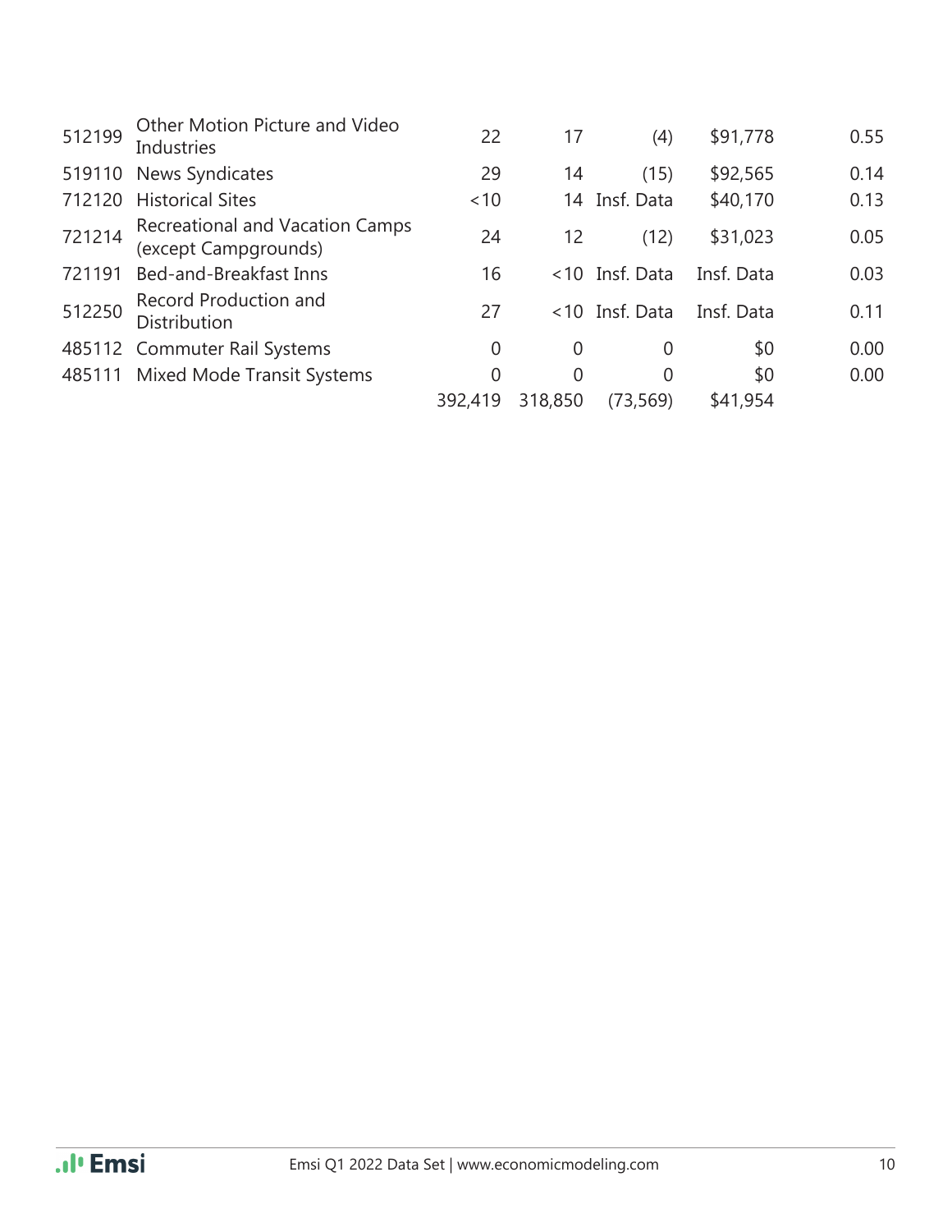| | | | | | | |
|---|---|---|---|---|---|---|
| 512199 | Other Motion Picture and Video Industries | 22 | 17 | (4) | $91,778 | 0.55 |
| 519110 | News Syndicates | 29 | 14 | (15) | $92,565 | 0.14 |
| 712120 | Historical Sites | <10 | 14 | Insf. Data | $40,170 | 0.13 |
| 721214 | Recreational and Vacation Camps (except Campgrounds) | 24 | 12 | (12) | $31,023 | 0.05 |
| 721191 | Bed-and-Breakfast Inns | 16 | <10 | Insf. Data | Insf. Data | 0.03 |
| 512250 | Record Production and Distribution | 27 | <10 | Insf. Data | Insf. Data | 0.11 |
| 485112 | Commuter Rail Systems | 0 | 0 | 0 | $0 | 0.00 |
| 485111 | Mixed Mode Transit Systems | 0 | 0 | 0 | $0 | 0.00 |
| | | 392,419 | 318,850 | (73,569) | $41,954 | |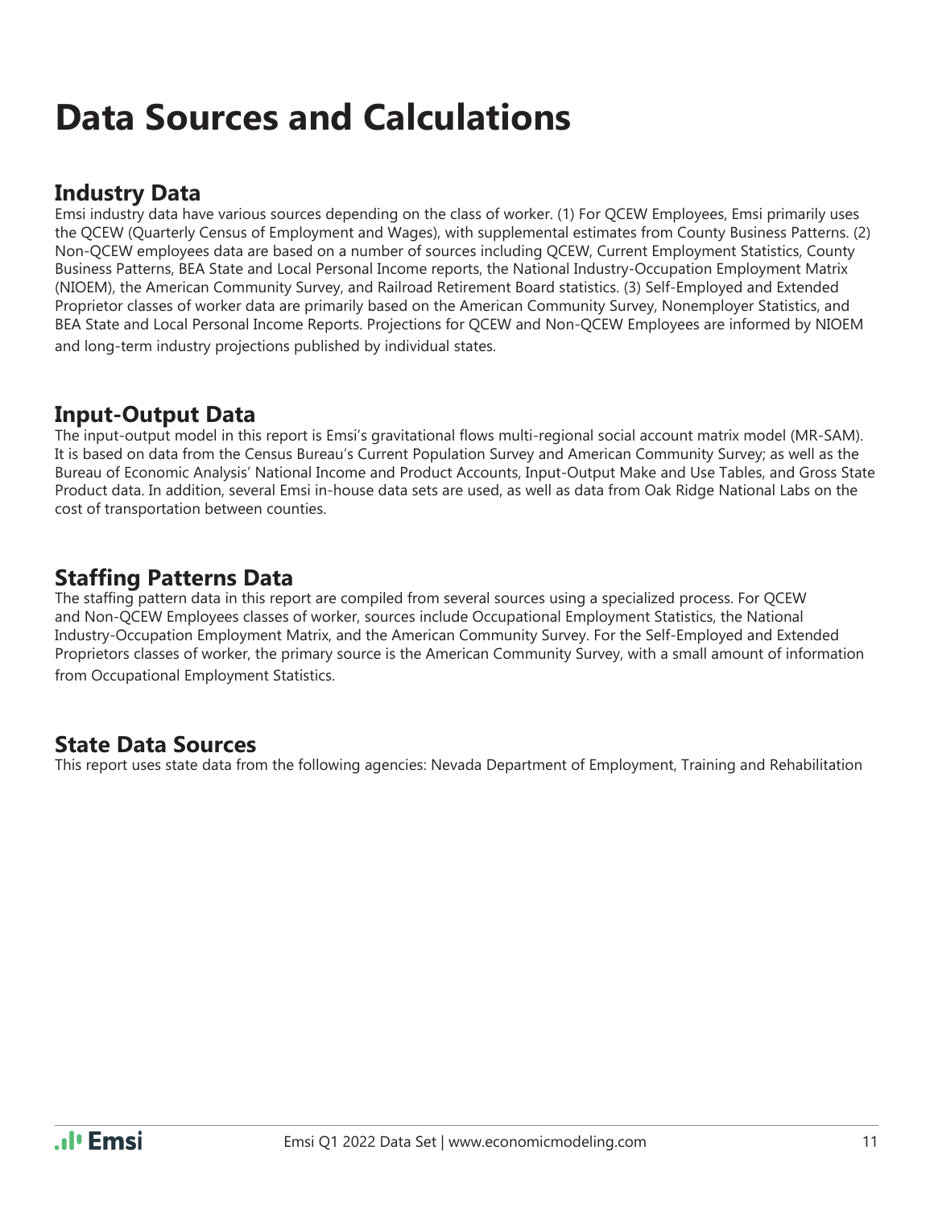# Data Sources and Calculations

## Industry Data

Emsi industry data have various sources depending on the class of worker. (1) For QCEW Employees, Emsi primarily uses the QCEW (Quarterly Census of Employment and Wages), with supplemental estimates from County Business Patterns. (2) Non-QCEW employees data are based on a number of sources including QCEW, Current Employment Statistics, County Business Patterns, BEA State and Local Personal Income reports, the National Industry-Occupation Employment Matrix (NIOEM), the American Community Survey, and Railroad Retirement Board statistics. (3) Self-Employed and Extended Proprietor classes of worker data are primarily based on the American Community Survey, Nonemployer Statistics, and BEA State and Local Personal Income Reports. Projections for QCEW and Non-QCEW Employees are informed by NIOEM and long-term industry projections published by individual states.

## Input-Output Data

The input-output model in this report is Emsi's gravitational flows multi-regional social account matrix model (MR-SAM). It is based on data from the Census Bureau's Current Population Survey and American Community Survey; as well as the Bureau of Economic Analysis' National Income and Product Accounts, Input-Output Make and Use Tables, and Gross State Product data. In addition, several Emsi in-house data sets are used, as well as data from Oak Ridge National Labs on the cost of transportation between counties.

## Staffing Patterns Data

The staffing pattern data in this report are compiled from several sources using a specialized process. For QCEW and Non-QCEW Employees classes of worker, sources include Occupational Employment Statistics, the National Industry-Occupation Employment Matrix, and the American Community Survey. For the Self-Employed and Extended Proprietors classes of worker, the primary source is the American Community Survey, with a small amount of information from Occupational Employment Statistics.

## State Data Sources

This report uses state data from the following agencies: Nevada Department of Employment, Training and Rehabilitation